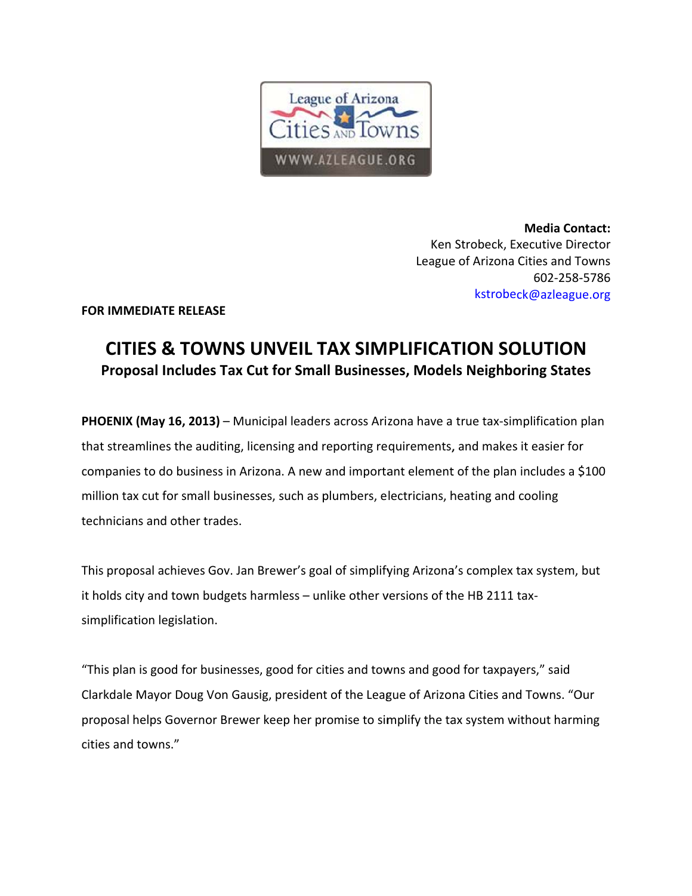League of Arizona Cities and Towns
WWW.AZLEAGUE.ORG

**Media Contact:**
Ken Strobeck, Executive Director
League of Arizona Cities and Towns
602-258-5786
kstrobeck@azleague.org

**FOR IMMEDIATE RELEASE**

# CITIES & TOWNS UNVEIL TAX SIMPLIFICATION SOLUTION

## Proposal Includes Tax Cut for Small Businesses, Models Neighboring States

**PHOENIX (May 16, 2013)** – Municipal leaders across Arizona have a true tax-simplification plan that streamlines the auditing, licensing and reporting requirements, and makes it easier for companies to do business in Arizona. A new and important element of the plan includes a $100 million tax cut for small businesses, such as plumbers, electricians, heating and cooling technicians and other trades.

This proposal achieves Gov. Jan Brewer's goal of simplifying Arizona's complex tax system, but it holds city and town budgets harmless – unlike other versions of the HB 2111 tax-simplification legislation.

"This plan is good for businesses, good for cities and towns and good for taxpayers," said Clarkdale Mayor Doug Von Gausig, president of the League of Arizona Cities and Towns. "Our proposal helps Governor Brewer keep her promise to simplify the tax system without harming cities and towns."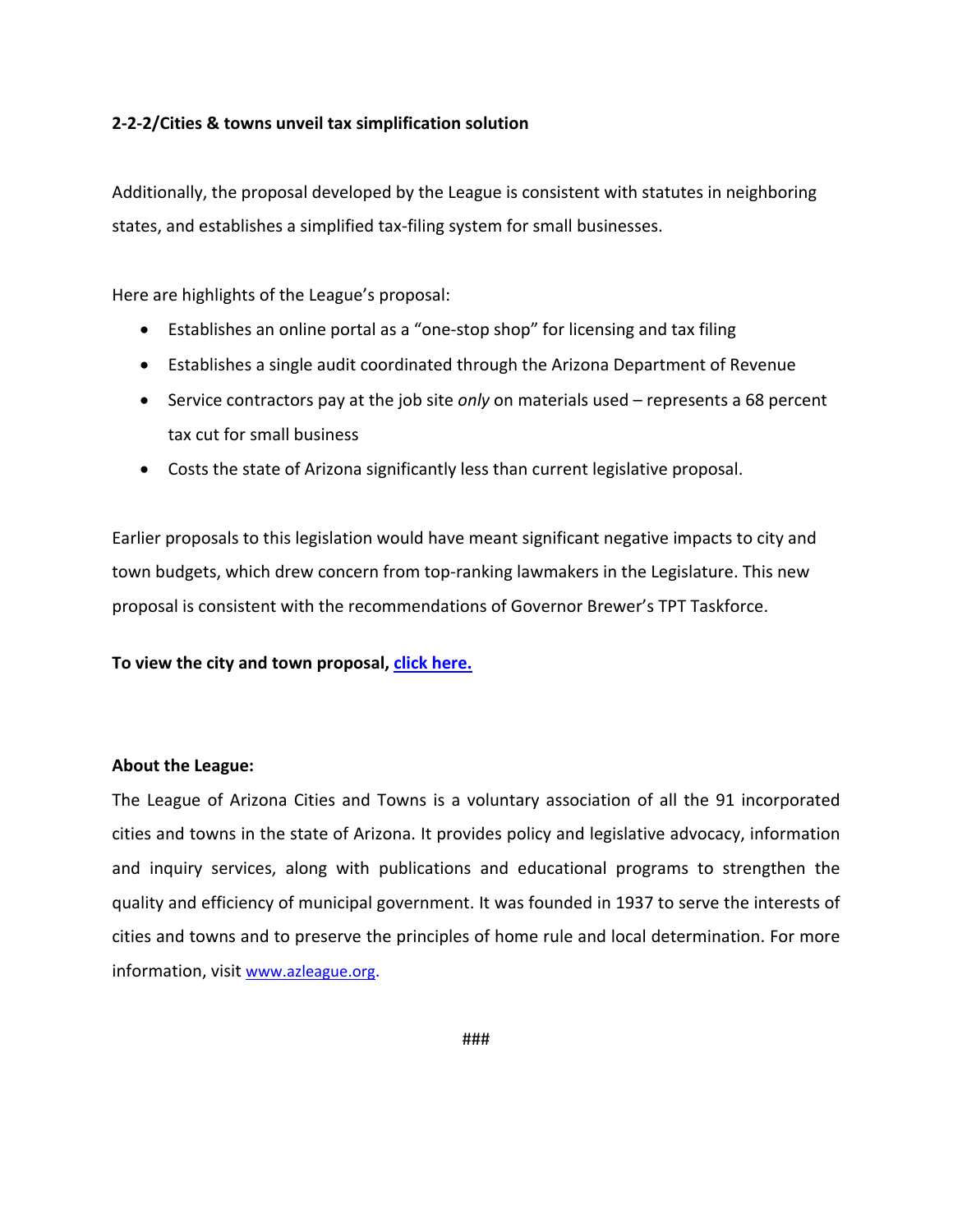**2-2-2/Cities & towns unveil tax simplification solution**

Additionally, the proposal developed by the League is consistent with statutes in neighboring states, and establishes a simplified tax-filing system for small businesses.

Here are highlights of the League's proposal:

- Establishes an online portal as a "one-stop shop" for licensing and tax filing
- Establishes a single audit coordinated through the Arizona Department of Revenue
- Service contractors pay at the job site *only* on materials used – represents a 68 percent tax cut for small business
- Costs the state of Arizona significantly less than current legislative proposal.

Earlier proposals to this legislation would have meant significant negative impacts to city and town budgets, which drew concern from top-ranking lawmakers in the Legislature. This new proposal is consistent with the recommendations of Governor Brewer's TPT Taskforce.

**To view the city and town proposal, click here.**

**About the League:**

The League of Arizona Cities and Towns is a voluntary association of all the 91 incorporated cities and towns in the state of Arizona. It provides policy and legislative advocacy, information and inquiry services, along with publications and educational programs to strengthen the quality and efficiency of municipal government. It was founded in 1937 to serve the interests of cities and towns and to preserve the principles of home rule and local determination. For more information, visit www.azleague.org.

###